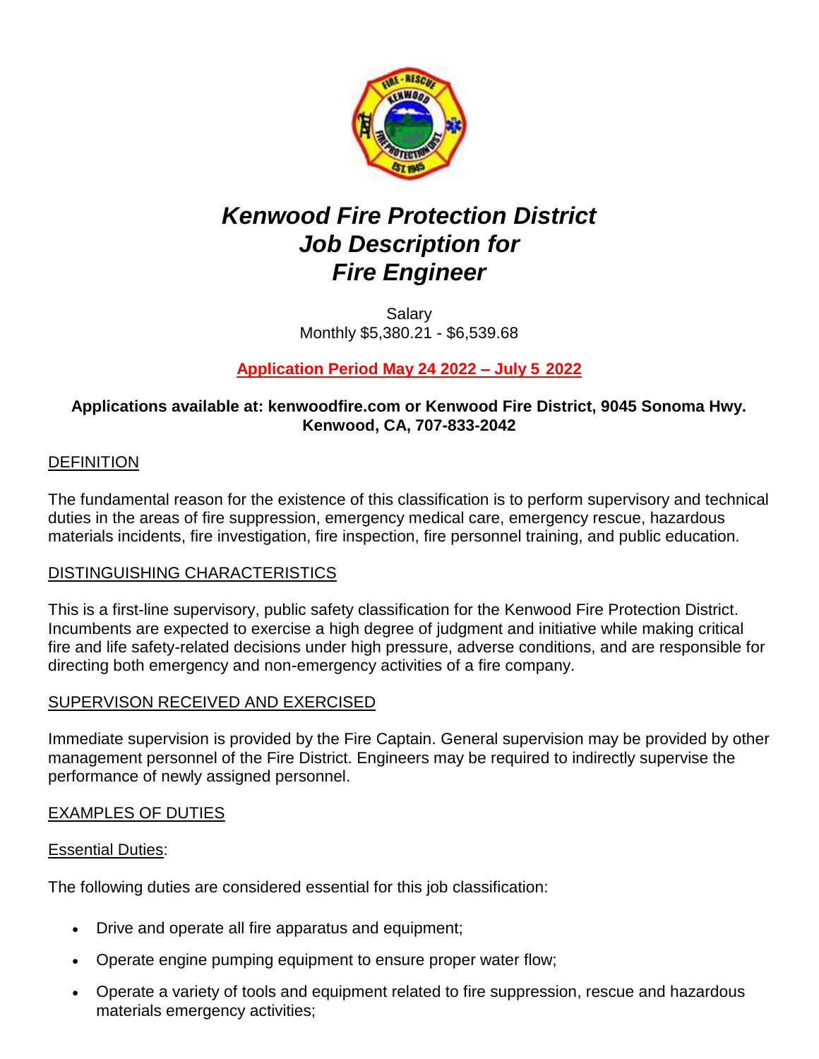# *Kenwood Fire Protection District Job Description for Fire Engineer*

Salary
Monthly $5,380.21 - $6,539.68

**Application Period May 24 2022 – July 5 2022**

**Applications available at: kenwoodfire.com or Kenwood Fire District, 9045 Sonoma Hwy. Kenwood, CA, 707-833-2042**

## DEFINITION

The fundamental reason for the existence of this classification is to perform supervisory and technical duties in the areas of fire suppression, emergency medical care, emergency rescue, hazardous materials incidents, fire investigation, fire inspection, fire personnel training, and public education.

## DISTINGUISHING CHARACTERISTICS

This is a first-line supervisory, public safety classification for the Kenwood Fire Protection District. Incumbents are expected to exercise a high degree of judgment and initiative while making critical fire and life safety-related decisions under high pressure, adverse conditions, and are responsible for directing both emergency and non-emergency activities of a fire company.

## SUPERVISON RECEIVED AND EXERCISED

Immediate supervision is provided by the Fire Captain. General supervision may be provided by other management personnel of the Fire District. Engineers may be required to indirectly supervise the performance of newly assigned personnel.

## EXAMPLES OF DUTIES

### Essential Duties:

The following duties are considered essential for this job classification:

- Drive and operate all fire apparatus and equipment;
- Operate engine pumping equipment to ensure proper water flow;
- Operate a variety of tools and equipment related to fire suppression, rescue and hazardous materials emergency activities;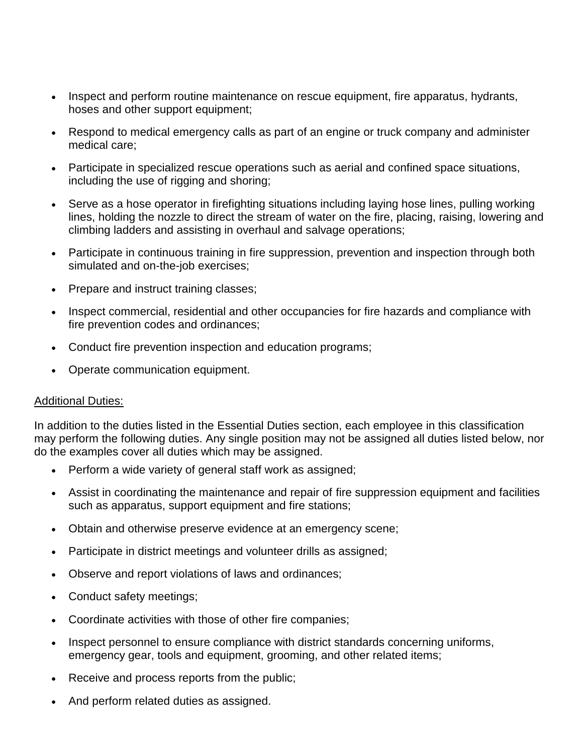- Inspect and perform routine maintenance on rescue equipment, fire apparatus, hydrants, hoses and other support equipment;
- Respond to medical emergency calls as part of an engine or truck company and administer medical care;
- Participate in specialized rescue operations such as aerial and confined space situations, including the use of rigging and shoring;
- Serve as a hose operator in firefighting situations including laying hose lines, pulling working lines, holding the nozzle to direct the stream of water on the fire, placing, raising, lowering and climbing ladders and assisting in overhaul and salvage operations;
- Participate in continuous training in fire suppression, prevention and inspection through both simulated and on-the-job exercises;
- Prepare and instruct training classes;
- Inspect commercial, residential and other occupancies for fire hazards and compliance with fire prevention codes and ordinances;
- Conduct fire prevention inspection and education programs;
- Operate communication equipment.

Additional Duties:

In addition to the duties listed in the Essential Duties section, each employee in this classification may perform the following duties. Any single position may not be assigned all duties listed below, nor do the examples cover all duties which may be assigned.

- Perform a wide variety of general staff work as assigned;
- Assist in coordinating the maintenance and repair of fire suppression equipment and facilities such as apparatus, support equipment and fire stations;
- Obtain and otherwise preserve evidence at an emergency scene;
- Participate in district meetings and volunteer drills as assigned;
- Observe and report violations of laws and ordinances;
- Conduct safety meetings;
- Coordinate activities with those of other fire companies;
- Inspect personnel to ensure compliance with district standards concerning uniforms, emergency gear, tools and equipment, grooming, and other related items;
- Receive and process reports from the public;
- And perform related duties as assigned.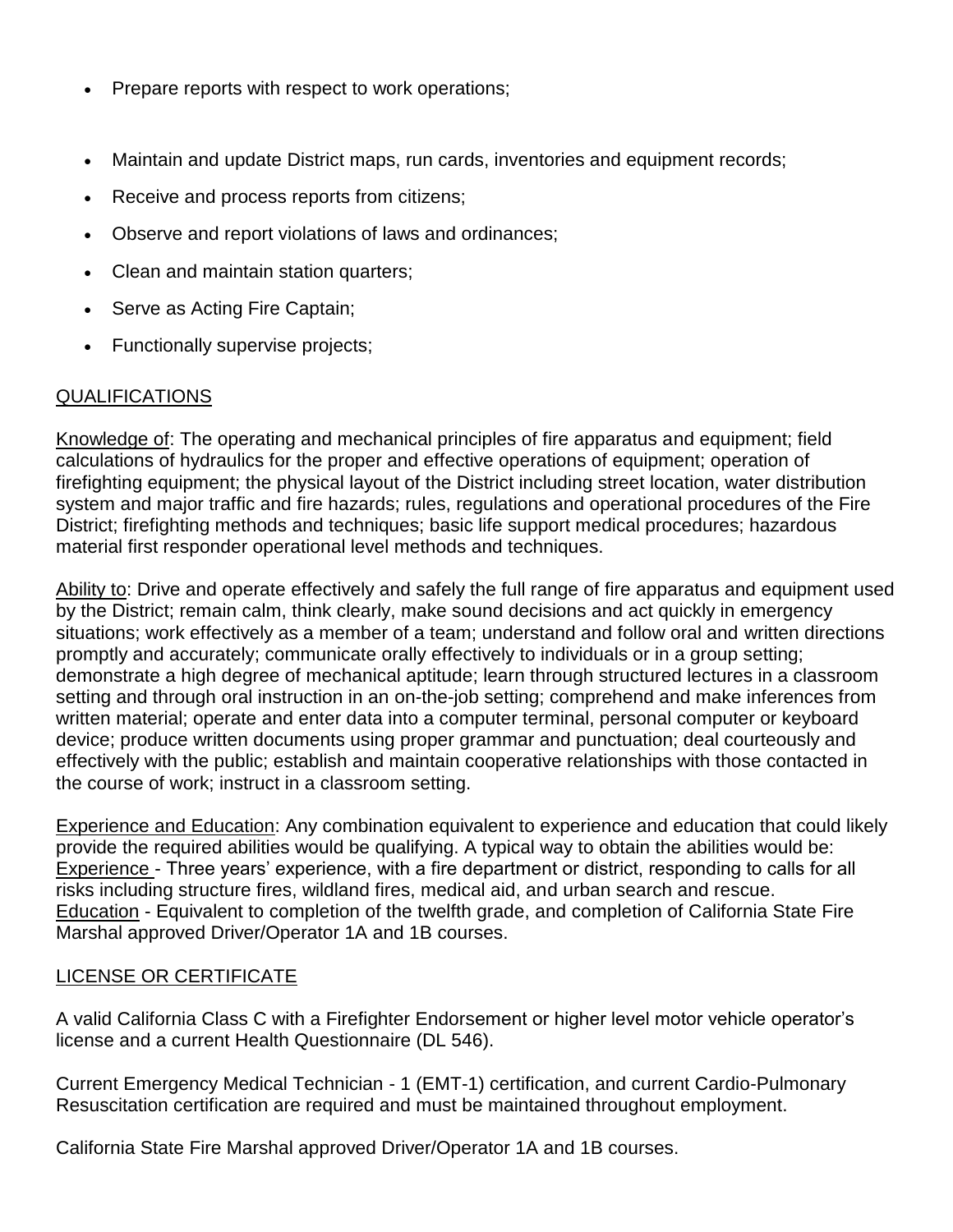- Prepare reports with respect to work operations;
- Maintain and update District maps, run cards, inventories and equipment records;
- Receive and process reports from citizens;
- Observe and report violations of laws and ordinances;
- Clean and maintain station quarters;
- Serve as Acting Fire Captain;
- Functionally supervise projects;

## QUALIFICATIONS

Knowledge of: The operating and mechanical principles of fire apparatus and equipment; field calculations of hydraulics for the proper and effective operations of equipment; operation of firefighting equipment; the physical layout of the District including street location, water distribution system and major traffic and fire hazards; rules, regulations and operational procedures of the Fire District; firefighting methods and techniques; basic life support medical procedures; hazardous material first responder operational level methods and techniques.

Ability to: Drive and operate effectively and safely the full range of fire apparatus and equipment used by the District; remain calm, think clearly, make sound decisions and act quickly in emergency situations; work effectively as a member of a team; understand and follow oral and written directions promptly and accurately; communicate orally effectively to individuals or in a group setting; demonstrate a high degree of mechanical aptitude; learn through structured lectures in a classroom setting and through oral instruction in an on-the-job setting; comprehend and make inferences from written material; operate and enter data into a computer terminal, personal computer or keyboard device; produce written documents using proper grammar and punctuation; deal courteously and effectively with the public; establish and maintain cooperative relationships with those contacted in the course of work; instruct in a classroom setting.

Experience and Education: Any combination equivalent to experience and education that could likely provide the required abilities would be qualifying. A typical way to obtain the abilities would be:
Experience - Three years' experience, with a fire department or district, responding to calls for all risks including structure fires, wildland fires, medical aid, and urban search and rescue.
Education - Equivalent to completion of the twelfth grade, and completion of California State Fire Marshal approved Driver/Operator 1A and 1B courses.

## LICENSE OR CERTIFICATE

A valid California Class C with a Firefighter Endorsement or higher level motor vehicle operator's license and a current Health Questionnaire (DL 546).

Current Emergency Medical Technician - 1 (EMT-1) certification, and current Cardio-Pulmonary Resuscitation certification are required and must be maintained throughout employment.

California State Fire Marshal approved Driver/Operator 1A and 1B courses.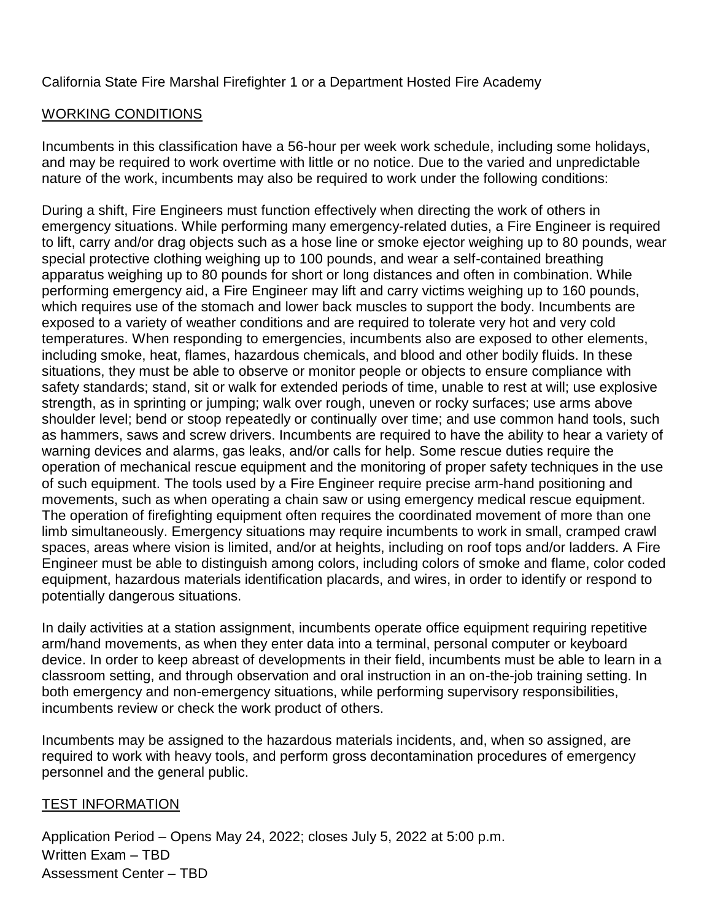California State Fire Marshal Firefighter 1 or a Department Hosted Fire Academy

## WORKING CONDITIONS

Incumbents in this classification have a 56-hour per week work schedule, including some holidays, and may be required to work overtime with little or no notice. Due to the varied and unpredictable nature of the work, incumbents may also be required to work under the following conditions:

During a shift, Fire Engineers must function effectively when directing the work of others in emergency situations. While performing many emergency-related duties, a Fire Engineer is required to lift, carry and/or drag objects such as a hose line or smoke ejector weighing up to 80 pounds, wear special protective clothing weighing up to 100 pounds, and wear a self-contained breathing apparatus weighing up to 80 pounds for short or long distances and often in combination. While performing emergency aid, a Fire Engineer may lift and carry victims weighing up to 160 pounds, which requires use of the stomach and lower back muscles to support the body. Incumbents are exposed to a variety of weather conditions and are required to tolerate very hot and very cold temperatures. When responding to emergencies, incumbents also are exposed to other elements, including smoke, heat, flames, hazardous chemicals, and blood and other bodily fluids. In these situations, they must be able to observe or monitor people or objects to ensure compliance with safety standards; stand, sit or walk for extended periods of time, unable to rest at will; use explosive strength, as in sprinting or jumping; walk over rough, uneven or rocky surfaces; use arms above shoulder level; bend or stoop repeatedly or continually over time; and use common hand tools, such as hammers, saws and screw drivers. Incumbents are required to have the ability to hear a variety of warning devices and alarms, gas leaks, and/or calls for help. Some rescue duties require the operation of mechanical rescue equipment and the monitoring of proper safety techniques in the use of such equipment. The tools used by a Fire Engineer require precise arm-hand positioning and movements, such as when operating a chain saw or using emergency medical rescue equipment. The operation of firefighting equipment often requires the coordinated movement of more than one limb simultaneously. Emergency situations may require incumbents to work in small, cramped crawl spaces, areas where vision is limited, and/or at heights, including on roof tops and/or ladders. A Fire Engineer must be able to distinguish among colors, including colors of smoke and flame, color coded equipment, hazardous materials identification placards, and wires, in order to identify or respond to potentially dangerous situations.

In daily activities at a station assignment, incumbents operate office equipment requiring repetitive arm/hand movements, as when they enter data into a terminal, personal computer or keyboard device. In order to keep abreast of developments in their field, incumbents must be able to learn in a classroom setting, and through observation and oral instruction in an on-the-job training setting. In both emergency and non-emergency situations, while performing supervisory responsibilities, incumbents review or check the work product of others.

Incumbents may be assigned to the hazardous materials incidents, and, when so assigned, are required to work with heavy tools, and perform gross decontamination procedures of emergency personnel and the general public.

## TEST INFORMATION

Application Period – Opens May 24, 2022; closes July 5, 2022 at 5:00 p.m.
Written Exam – TBD
Assessment Center – TBD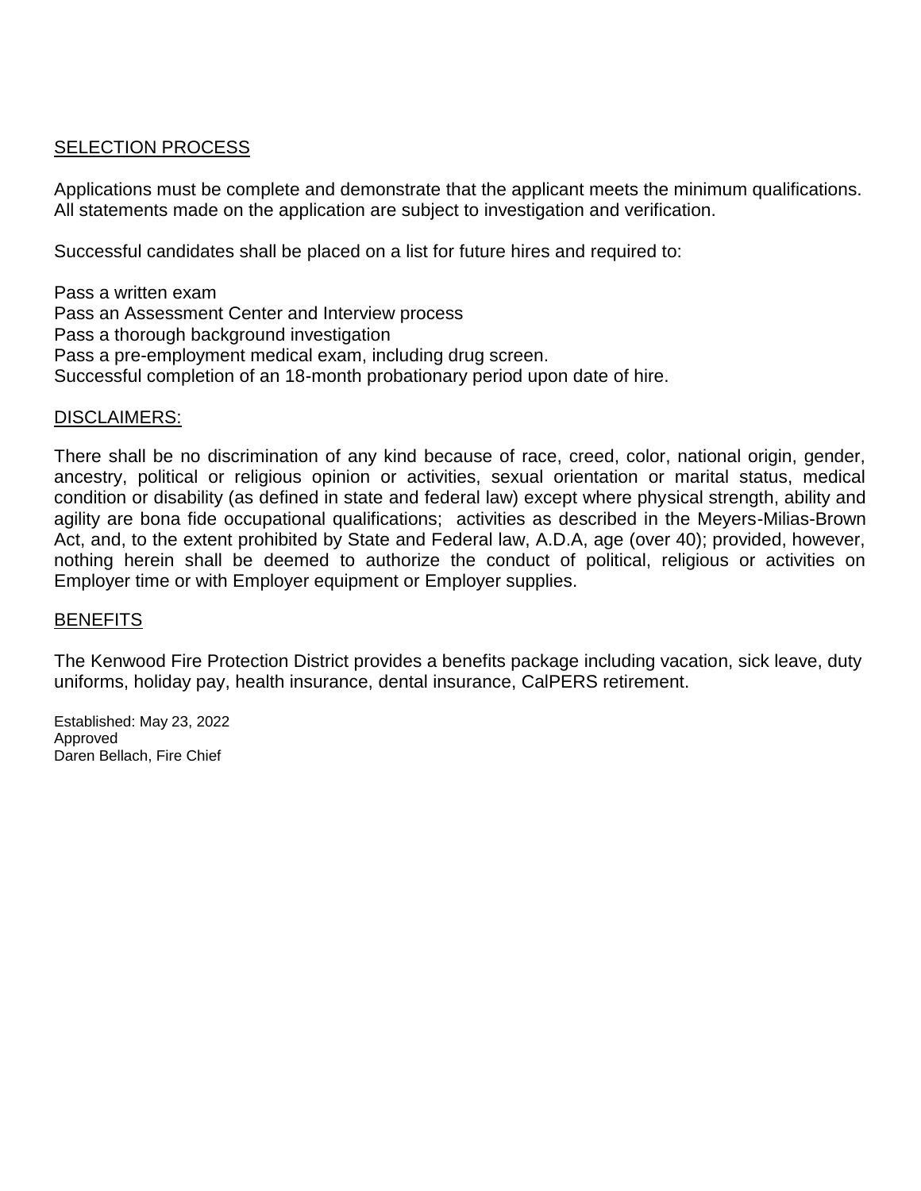## SELECTION PROCESS

Applications must be complete and demonstrate that the applicant meets the minimum qualifications. All statements made on the application are subject to investigation and verification.

Successful candidates shall be placed on a list for future hires and required to:

Pass a written exam
Pass an Assessment Center and Interview process
Pass a thorough background investigation
Pass a pre-employment medical exam, including drug screen.
Successful completion of an 18-month probationary period upon date of hire.

## DISCLAIMERS:

There shall be no discrimination of any kind because of race, creed, color, national origin, gender, ancestry, political or religious opinion or activities, sexual orientation or marital status, medical condition or disability (as defined in state and federal law) except where physical strength, ability and agility are bona fide occupational qualifications; activities as described in the Meyers-Milias-Brown Act, and, to the extent prohibited by State and Federal law, A.D.A, age (over 40); provided, however, nothing herein shall be deemed to authorize the conduct of political, religious or activities on Employer time or with Employer equipment or Employer supplies.

## BENEFITS

The Kenwood Fire Protection District provides a benefits package including vacation, sick leave, duty uniforms, holiday pay, health insurance, dental insurance, CalPERS retirement.

Established: May 23, 2022
Approved
Daren Bellach, Fire Chief